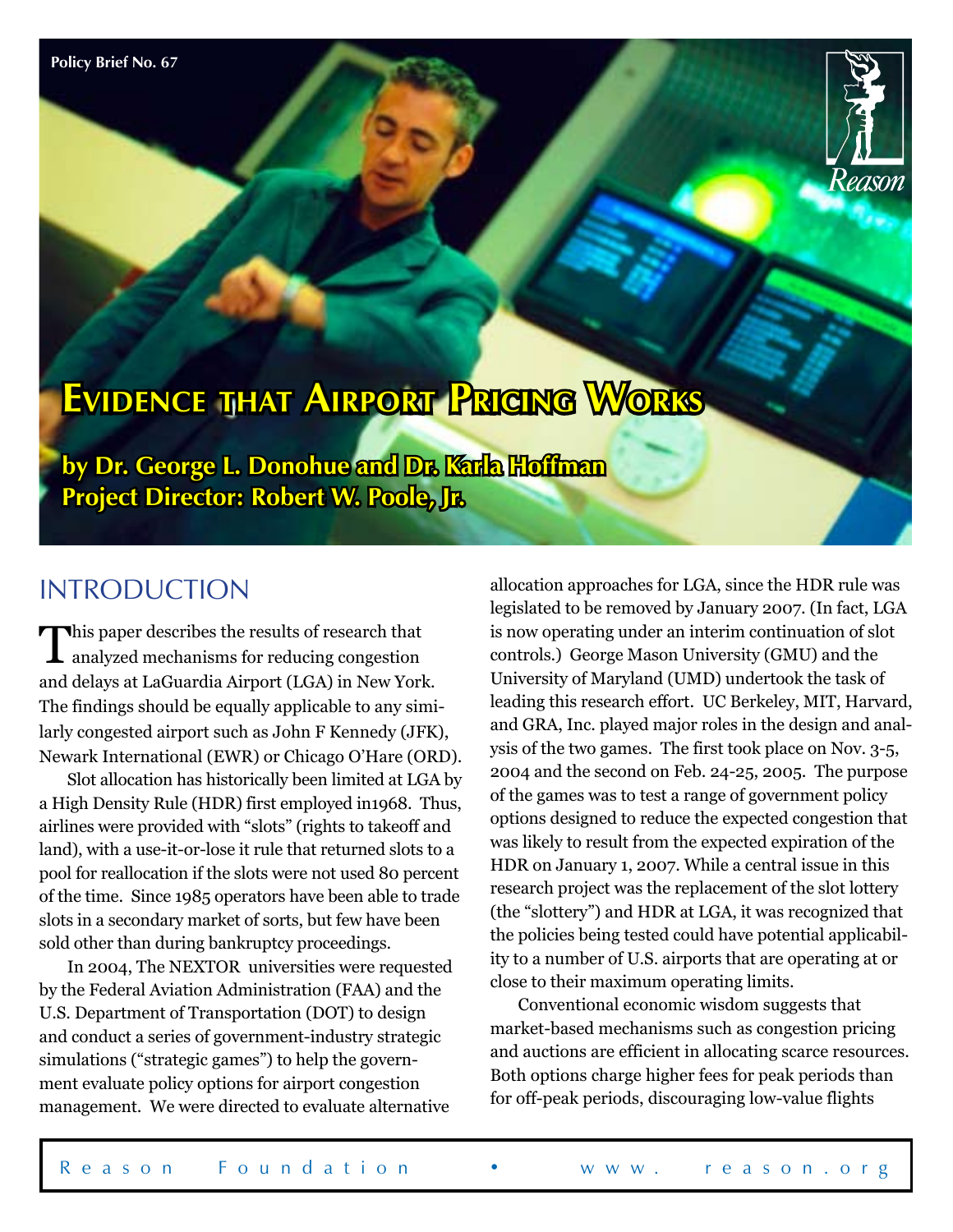Policy Brief No. 67

# Evidence that Airport Pricing Works

**by Dr. George L. Donohue and Dr. Karla Hoffman**
**Project Director: Robert W. Poole, Jr.**

## INTRODUCTION

This paper describes the results of research that analyzed mechanisms for reducing congestion and delays at LaGuardia Airport (LGA) in New York. The findings should be equally applicable to any similarly congested airport such as John F Kennedy (JFK), Newark International (EWR) or Chicago O'Hare (ORD).

Slot allocation has historically been limited at LGA by a High Density Rule (HDR) first employed in1968. Thus, airlines were provided with "slots" (rights to takeoff and land), with a use-it-or-lose it rule that returned slots to a pool for reallocation if the slots were not used 80 percent of the time. Since 1985 operators have been able to trade slots in a secondary market of sorts, but few have been sold other than during bankruptcy proceedings.

In 2004, The NEXTOR universities were requested by the Federal Aviation Administration (FAA) and the U.S. Department of Transportation (DOT) to design and conduct a series of government-industry strategic simulations ("strategic games") to help the government evaluate policy options for airport congestion management. We were directed to evaluate alternative allocation approaches for LGA, since the HDR rule was legislated to be removed by January 2007. (In fact, LGA is now operating under an interim continuation of slot controls.) George Mason University (GMU) and the University of Maryland (UMD) undertook the task of leading this research effort. UC Berkeley, MIT, Harvard, and GRA, Inc. played major roles in the design and analysis of the two games. The first took place on Nov. 3-5, 2004 and the second on Feb. 24-25, 2005. The purpose of the games was to test a range of government policy options designed to reduce the expected congestion that was likely to result from the expected expiration of the HDR on January 1, 2007. While a central issue in this research project was the replacement of the slot lottery (the "slottery") and HDR at LGA, it was recognized that the policies being tested could have potential applicability to a number of U.S. airports that are operating at or close to their maximum operating limits.

Conventional economic wisdom suggests that market-based mechanisms such as congestion pricing and auctions are efficient in allocating scarce resources. Both options charge higher fees for peak periods than for off-peak periods, discouraging low-value flights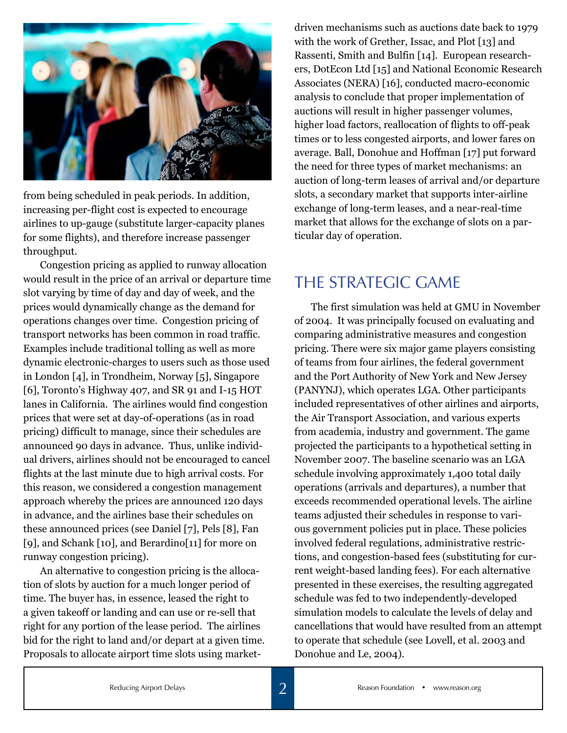from being scheduled in peak periods. In addition, increasing per-flight cost is expected to encourage airlines to up-gauge (substitute larger-capacity planes for some flights), and therefore increase passenger throughput.

Congestion pricing as applied to runway allocation would result in the price of an arrival or departure time slot varying by time of day and day of week, and the prices would dynamically change as the demand for operations changes over time. Congestion pricing of transport networks has been common in road traffic. Examples include traditional tolling as well as more dynamic electronic-charges to users such as those used in London [4], in Trondheim, Norway [5], Singapore [6], Toronto's Highway 407, and SR 91 and I-15 HOT lanes in California. The airlines would find congestion prices that were set at day-of-operations (as in road pricing) difficult to manage, since their schedules are announced 90 days in advance. Thus, unlike individual drivers, airlines should not be encouraged to cancel flights at the last minute due to high arrival costs. For this reason, we considered a congestion management approach whereby the prices are announced 120 days in advance, and the airlines base their schedules on these announced prices (see Daniel [7], Pels [8], Fan [9], and Schank [10], and Berardino[11] for more on runway congestion pricing).

An alternative to congestion pricing is the allocation of slots by auction for a much longer period of time. The buyer has, in essence, leased the right to a given takeoff or landing and can use or re-sell that right for any portion of the lease period. The airlines bid for the right to land and/or depart at a given time. Proposals to allocate airport time slots using market-driven mechanisms such as auctions date back to 1979 with the work of Grether, Issac, and Plot [13] and Rassenti, Smith and Bulfin [14]. European researchers, DotEcon Ltd [15] and National Economic Research Associates (NERA) [16], conducted macro-economic analysis to conclude that proper implementation of auctions will result in higher passenger volumes, higher load factors, reallocation of flights to off-peak times or to less congested airports, and lower fares on average. Ball, Donohue and Hoffman [17] put forward the need for three types of market mechanisms: an auction of long-term leases of arrival and/or departure slots, a secondary market that supports inter-airline exchange of long-term leases, and a near-real-time market that allows for the exchange of slots on a particular day of operation.

## THE STRATEGIC GAME

The first simulation was held at GMU in November of 2004. It was principally focused on evaluating and comparing administrative measures and congestion pricing. There were six major game players consisting of teams from four airlines, the federal government and the Port Authority of New York and New Jersey (PANYNJ), which operates LGA. Other participants included representatives of other airlines and airports, the Air Transport Association, and various experts from academia, industry and government. The game projected the participants to a hypothetical setting in November 2007. The baseline scenario was an LGA schedule involving approximately 1,400 total daily operations (arrivals and departures), a number that exceeds recommended operational levels. The airline teams adjusted their schedules in response to various government policies put in place. These policies involved federal regulations, administrative restrictions, and congestion-based fees (substituting for current weight-based landing fees). For each alternative presented in these exercises, the resulting aggregated schedule was fed to two independently-developed simulation models to calculate the levels of delay and cancellations that would have resulted from an attempt to operate that schedule (see Lovell, et al. 2003 and Donohue and Le, 2004).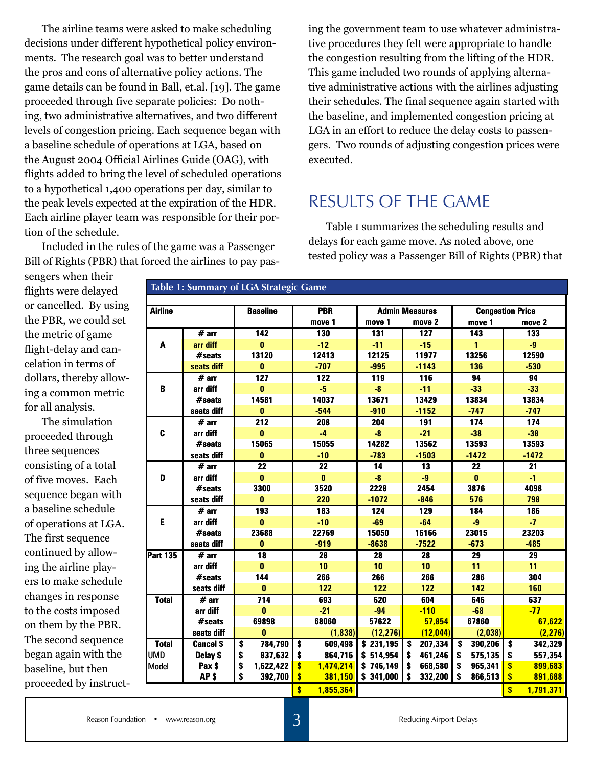The airline teams were asked to make scheduling decisions under different hypothetical policy environments. The research goal was to better understand the pros and cons of alternative policy actions. The game details can be found in Ball, et.al. [19]. The game proceeded through five separate policies: Do nothing, two administrative alternatives, and two different levels of congestion pricing. Each sequence began with a baseline schedule of operations at LGA, based on the August 2004 Official Airlines Guide (OAG), with flights added to bring the level of scheduled operations to a hypothetical 1,400 operations per day, similar to the peak levels expected at the expiration of the HDR. Each airline player team was responsible for their portion of the schedule.

Included in the rules of the game was a Passenger Bill of Rights (PBR) that forced the airlines to pay passengers when their flights were delayed or cancelled. By using the PBR, we could set the metric of game flight-delay and cancelation in terms of dollars, thereby allowing a common metric for all analysis.

The simulation proceeded through three sequences consisting of a total of five moves. Each sequence began with a baseline schedule of operations at LGA. The first sequence continued by allowing the airline players to make schedule changes in response to the costs imposed on them by the PBR. The second sequence began again with the baseline, but then proceeded by instructing the government team to use whatever administrative procedures they felt were appropriate to handle the congestion resulting from the lifting of the HDR. This game included two rounds of applying alternative administrative actions with the airlines adjusting their schedules. The final sequence again started with the baseline, and implemented congestion pricing at LGA in an effort to reduce the delay costs to passengers. Two rounds of adjusting congestion prices were executed.

## RESULTS OF THE GAME

Table 1 summarizes the scheduling results and delays for each game move. As noted above, one tested policy was a Passenger Bill of Rights (PBR) that

**Table 1: Summary of LGA Strategic Game**

| Airline | | Baseline | PBR | Admin Measures | | Congestion Price | |
|---|---|---|---|---|---|---|---|
| | | | move 1 | move 1 | move 2 | move 1 | move 2 |
| A | # arr | 142 | 130 | 131 | 127 | 143 | 133 |
| | arr diff | 0 | -12 | -11 | -15 | 1 | -9 |
| | #seats | 13120 | 12413 | 12125 | 11977 | 13256 | 12590 |
| | seats diff | 0 | -707 | -995 | -1143 | 136 | -530 |
| B | # arr | 127 | 122 | 119 | 116 | 94 | 94 |
| | arr diff | 0 | -5 | -8 | -11 | -33 | -33 |
| | #seats | 14581 | 14037 | 13671 | 13429 | 13834 | 13834 |
| | seats diff | 0 | -544 | -910 | -1152 | -747 | -747 |
| C | # arr | 212 | 208 | 204 | 191 | 174 | 174 |
| | arr diff | 0 | -4 | -8 | -21 | -38 | -38 |
| | #seats | 15065 | 15055 | 14282 | 13562 | 13593 | 13593 |
| | seats diff | 0 | -10 | -783 | -1503 | -1472 | -1472 |
| D | # arr | 22 | 22 | 14 | 13 | 22 | 21 |
| | arr diff | 0 | 0 | -8 | -9 | 0 | -1 |
| | #seats | 3300 | 3520 | 2228 | 2454 | 3876 | 4098 |
| | seats diff | 0 | 220 | -1072 | -846 | 576 | 798 |
| E | # arr | 193 | 183 | 124 | 129 | 184 | 186 |
| | arr diff | 0 | -10 | -69 | -64 | -9 | -7 |
| | #seats | 23688 | 22769 | 15050 | 16166 | 23015 | 23203 |
| | seats diff | 0 | -919 | -8638 | -7522 | -673 | -485 |
| Part 135 | # arr | 18 | 28 | 28 | 28 | 29 | 29 |
| | arr diff | 0 | 10 | 10 | 10 | 11 | 11 |
| | #seats | 144 | 266 | 266 | 266 | 286 | 304 |
| | seats diff | 0 | 122 | 122 | 122 | 142 | 160 |
| Total | # arr | 714 | 693 | 620 | 604 | 646 | 637 |
| | arr diff | 0 | -21 | -94 | -110 | -68 | -77 |
| | #seats | 69898 | 68060 | 57622 | 57,854 | 67860 | 67,622 |
| | seats diff | 0 | (1,838) | (12,276) | (12,044) | (2,038) | (2,276) |
| Total UMD Model | Cancel $ | $ 784,790 | $ 609,498 | $ 231,195 | $ 207,334 | $ 390,206 | $ 342,329 |
| | Delay $ | $ 837,632 | $ 864,716 | $ 514,954 | $ 461,246 | $ 575,135 | $ 557,354 |
| | Pax $ | $ 1,622,422 | $ 1,474,214 | $ 746,149 | $ 668,580 | $ 965,341 | $ 899,683 |
| | AP $ | $ 392,700 | $ 381,150 | $ 341,000 | $ 332,200 | $ 866,513 | $ 891,688 |
| | | | $ 1,855,364 | | | | $ 1,791,371 |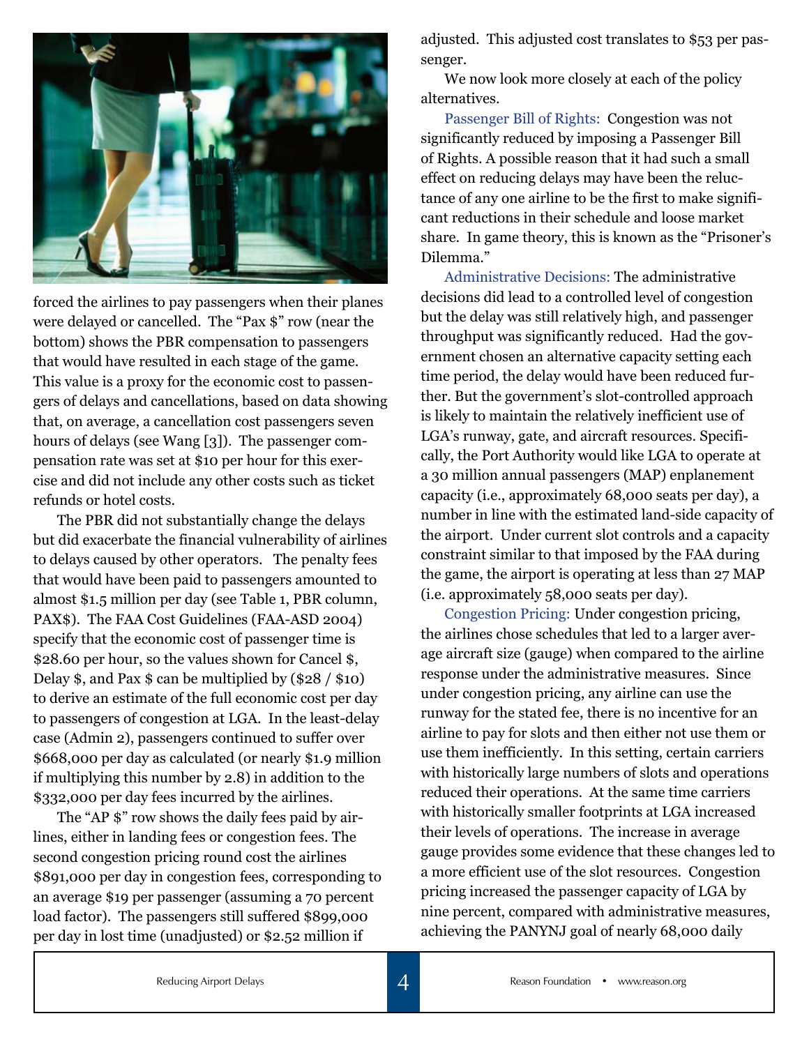forced the airlines to pay passengers when their planes were delayed or cancelled. The "Pax $" row (near the bottom) shows the PBR compensation to passengers that would have resulted in each stage of the game. This value is a proxy for the economic cost to passengers of delays and cancellations, based on data showing that, on average, a cancellation cost passengers seven hours of delays (see Wang [3]). The passenger compensation rate was set at $10 per hour for this exercise and did not include any other costs such as ticket refunds or hotel costs.

The PBR did not substantially change the delays but did exacerbate the financial vulnerability of airlines to delays caused by other operators. The penalty fees that would have been paid to passengers amounted to almost $1.5 million per day (see Table 1, PBR column, PAX$). The FAA Cost Guidelines (FAA-ASD 2004) specify that the economic cost of passenger time is $28.60 per hour, so the values shown for Cancel $, Delay $, and Pax $ can be multiplied by ($28 / $10) to derive an estimate of the full economic cost per day to passengers of congestion at LGA. In the least-delay case (Admin 2), passengers continued to suffer over $668,000 per day as calculated (or nearly $1.9 million if multiplying this number by 2.8) in addition to the $332,000 per day fees incurred by the airlines.

The "AP $" row shows the daily fees paid by airlines, either in landing fees or congestion fees. The second congestion pricing round cost the airlines $891,000 per day in congestion fees, corresponding to an average $19 per passenger (assuming a 70 percent load factor). The passengers still suffered $899,000 per day in lost time (unadjusted) or $2.52 million if adjusted. This adjusted cost translates to $53 per passenger.

We now look more closely at each of the policy alternatives.

Passenger Bill of Rights: Congestion was not significantly reduced by imposing a Passenger Bill of Rights. A possible reason that it had such a small effect on reducing delays may have been the reluctance of any one airline to be the first to make significant reductions in their schedule and loose market share. In game theory, this is known as the "Prisoner's Dilemma."

Administrative Decisions: The administrative decisions did lead to a controlled level of congestion but the delay was still relatively high, and passenger throughput was significantly reduced. Had the government chosen an alternative capacity setting each time period, the delay would have been reduced further. But the government's slot-controlled approach is likely to maintain the relatively inefficient use of LGA's runway, gate, and aircraft resources. Specifically, the Port Authority would like LGA to operate at a 30 million annual passengers (MAP) enplanement capacity (i.e., approximately 68,000 seats per day), a number in line with the estimated land-side capacity of the airport. Under current slot controls and a capacity constraint similar to that imposed by the FAA during the game, the airport is operating at less than 27 MAP (i.e. approximately 58,000 seats per day).

Congestion Pricing: Under congestion pricing, the airlines chose schedules that led to a larger average aircraft size (gauge) when compared to the airline response under the administrative measures. Since under congestion pricing, any airline can use the runway for the stated fee, there is no incentive for an airline to pay for slots and then either not use them or use them inefficiently. In this setting, certain carriers with historically large numbers of slots and operations reduced their operations. At the same time carriers with historically smaller footprints at LGA increased their levels of operations. The increase in average gauge provides some evidence that these changes led to a more efficient use of the slot resources. Congestion pricing increased the passenger capacity of LGA by nine percent, compared with administrative measures, achieving the PANYNJ goal of nearly 68,000 daily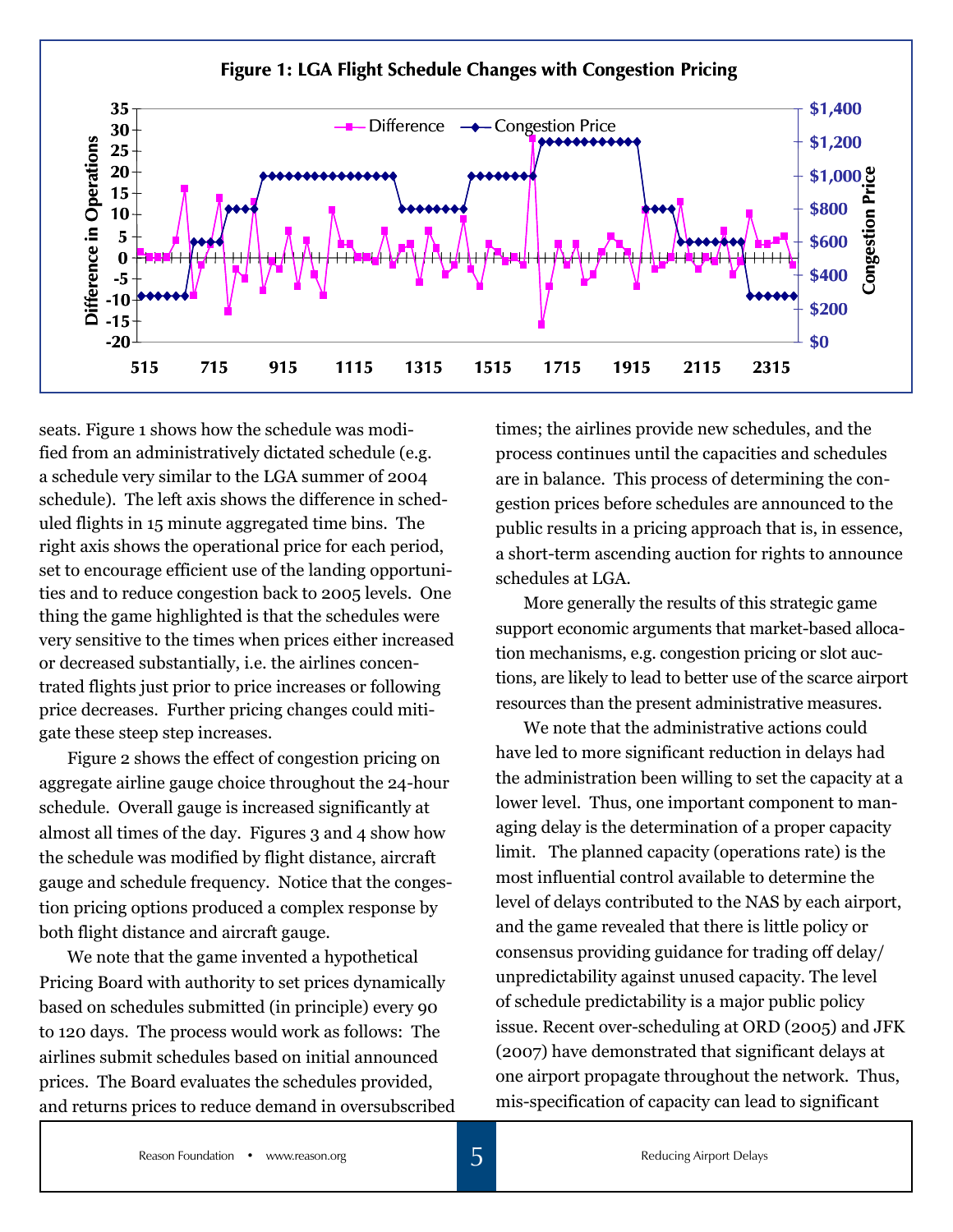**Figure 1: LGA Flight Schedule Changes with Congestion Pricing**

Difference — Congestion Price

Difference in Operations: 35, 30, 25, 20, 15, 10, 5, 0, -5, -10, -15, -20

Congestion Price: $1,400, $1,200, $1,000, $800, $600, $400, $200, $0

515, 715, 915, 1115, 1315, 1515, 1715, 1915, 2115, 2315

seats. Figure 1 shows how the schedule was modified from an administratively dictated schedule (e.g. a schedule very similar to the LGA summer of 2004 schedule). The left axis shows the difference in scheduled flights in 15 minute aggregated time bins. The right axis shows the operational price for each period, set to encourage efficient use of the landing opportunities and to reduce congestion back to 2005 levels. One thing the game highlighted is that the schedules were very sensitive to the times when prices either increased or decreased substantially, i.e. the airlines concentrated flights just prior to price increases or following price decreases. Further pricing changes could mitigate these steep step increases.

Figure 2 shows the effect of congestion pricing on aggregate airline gauge choice throughout the 24-hour schedule. Overall gauge is increased significantly at almost all times of the day. Figures 3 and 4 show how the schedule was modified by flight distance, aircraft gauge and schedule frequency. Notice that the congestion pricing options produced a complex response by both flight distance and aircraft gauge.

We note that the game invented a hypothetical Pricing Board with authority to set prices dynamically based on schedules submitted (in principle) every 90 to 120 days. The process would work as follows: The airlines submit schedules based on initial announced prices. The Board evaluates the schedules provided, and returns prices to reduce demand in oversubscribed times; the airlines provide new schedules, and the process continues until the capacities and schedules are in balance. This process of determining the congestion prices before schedules are announced to the public results in a pricing approach that is, in essence, a short-term ascending auction for rights to announce schedules at LGA.

More generally the results of this strategic game support economic arguments that market-based allocation mechanisms, e.g. congestion pricing or slot auctions, are likely to lead to better use of the scarce airport resources than the present administrative measures.

We note that the administrative actions could have led to more significant reduction in delays had the administration been willing to set the capacity at a lower level. Thus, one important component to managing delay is the determination of a proper capacity limit. The planned capacity (operations rate) is the most influential control available to determine the level of delays contributed to the NAS by each airport, and the game revealed that there is little policy or consensus providing guidance for trading off delay/unpredictability against unused capacity. The level of schedule predictability is a major public policy issue. Recent over-scheduling at ORD (2005) and JFK (2007) have demonstrated that significant delays at one airport propagate throughout the network. Thus, mis-specification of capacity can lead to significant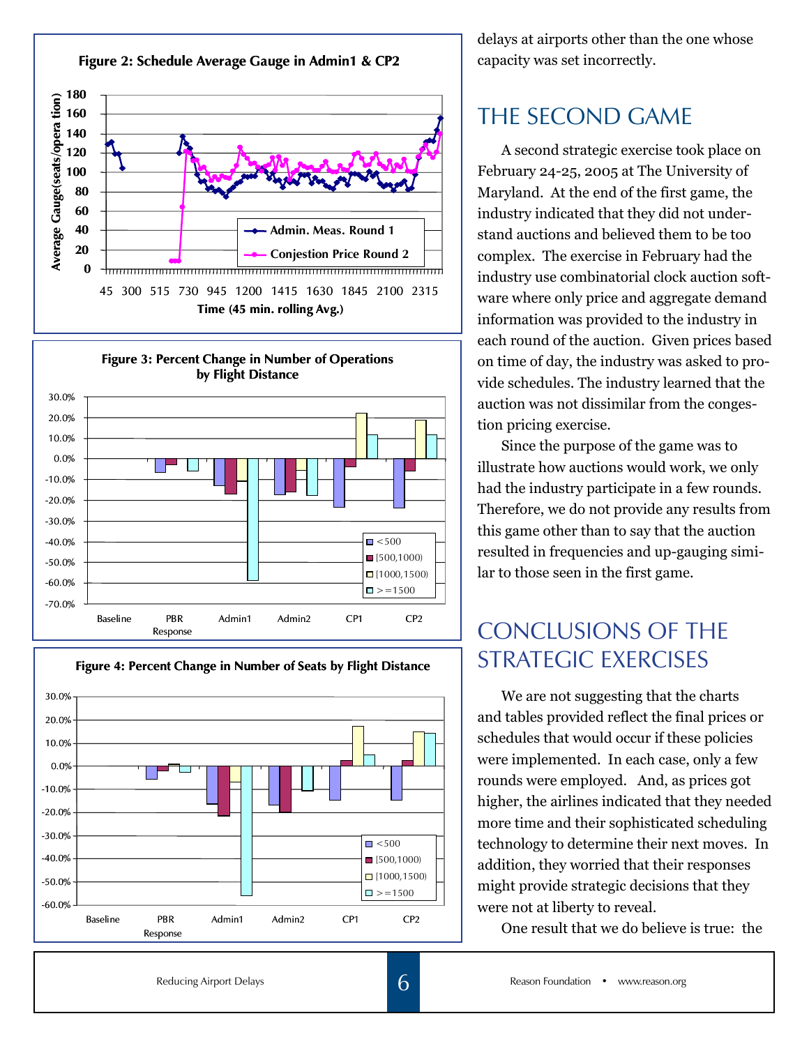**Figure 2: Schedule Average Gauge in Admin1 & CP2**

**Figure 3: Percent Change in Number of Operations by Flight Distance**

**Figure 4: Percent Change in Number of Seats by Flight Distance**

delays at airports other than the one whose capacity was set incorrectly.

## THE SECOND GAME

A second strategic exercise took place on February 24-25, 2005 at The University of Maryland. At the end of the first game, the industry indicated that they did not understand auctions and believed them to be too complex. The exercise in February had the industry use combinatorial clock auction software where only price and aggregate demand information was provided to the industry in each round of the auction. Given prices based on time of day, the industry was asked to provide schedules. The industry learned that the auction was not dissimilar from the congestion pricing exercise.

Since the purpose of the game was to illustrate how auctions would work, we only had the industry participate in a few rounds. Therefore, we do not provide any results from this game other than to say that the auction resulted in frequencies and up-gauging similar to those seen in the first game.

## CONCLUSIONS OF THE STRATEGIC EXERCISES

We are not suggesting that the charts and tables provided reflect the final prices or schedules that would occur if these policies were implemented. In each case, only a few rounds were employed. And, as prices got higher, the airlines indicated that they needed more time and their sophisticated scheduling technology to determine their next moves. In addition, they worried that their responses might provide strategic decisions that they were not at liberty to reveal.

One result that we do believe is true: the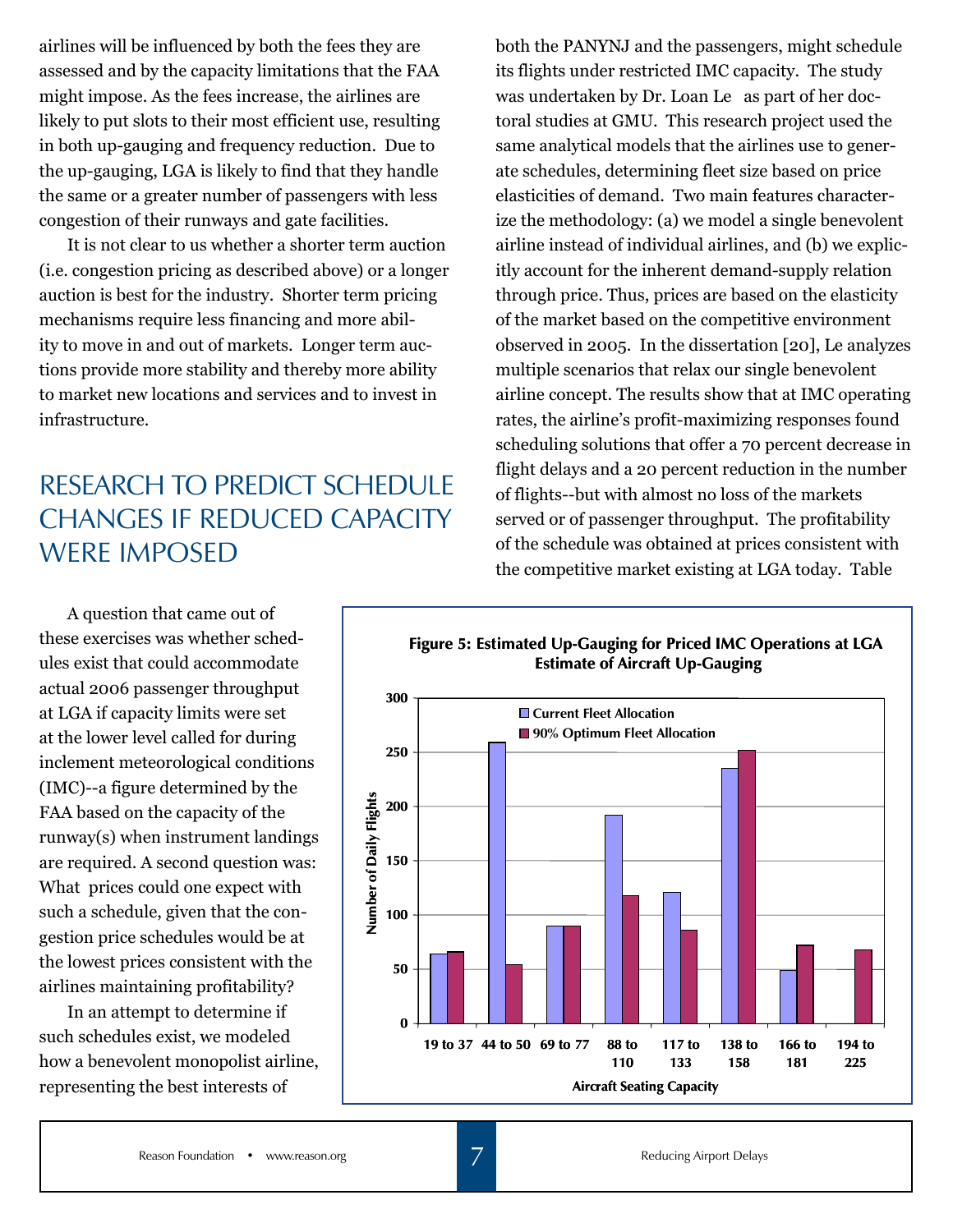airlines will be influenced by both the fees they are assessed and by the capacity limitations that the FAA might impose. As the fees increase, the airlines are likely to put slots to their most efficient use, resulting in both up-gauging and frequency reduction. Due to the up-gauging, LGA is likely to find that they handle the same or a greater number of passengers with less congestion of their runways and gate facilities.

It is not clear to us whether a shorter term auction (i.e. congestion pricing as described above) or a longer auction is best for the industry. Shorter term pricing mechanisms require less financing and more ability to move in and out of markets. Longer term auctions provide more stability and thereby more ability to market new locations and services and to invest in infrastructure.

## RESEARCH TO PREDICT SCHEDULE CHANGES IF REDUCED CAPACITY WERE IMPOSED

A question that came out of these exercises was whether schedules exist that could accommodate actual 2006 passenger throughput at LGA if capacity limits were set at the lower level called for during inclement meteorological conditions (IMC)--a figure determined by the FAA based on the capacity of the runway(s) when instrument landings are required. A second question was: What prices could one expect with such a schedule, given that the congestion price schedules would be at the lowest prices consistent with the airlines maintaining profitability?

In an attempt to determine if such schedules exist, we modeled how a benevolent monopolist airline, representing the best interests of both the PANYNJ and the passengers, might schedule its flights under restricted IMC capacity. The study was undertaken by Dr. Loan Le as part of her doctoral studies at GMU. This research project used the same analytical models that the airlines use to generate schedules, determining fleet size based on price elasticities of demand. Two main features characterize the methodology: (a) we model a single benevolent airline instead of individual airlines, and (b) we explicitly account for the inherent demand-supply relation through price. Thus, prices are based on the elasticity of the market based on the competitive environment observed in 2005. In the dissertation [20], Le analyzes multiple scenarios that relax our single benevolent airline concept. The results show that at IMC operating rates, the airline's profit-maximizing responses found scheduling solutions that offer a 70 percent decrease in flight delays and a 20 percent reduction in the number of flights--but with almost no loss of the markets served or of passenger throughput. The profitability of the schedule was obtained at prices consistent with the competitive market existing at LGA today. Table

**Figure 5: Estimated Up-Gauging for Priced IMC Operations at LGA**
**Estimate of Aircraft Up-Gauging**

| Aircraft Seating Capacity | Current Fleet Allocation | 90% Optimum Fleet Allocation |
|---|---|---|
| 19 to 37 | ~64 | ~66 |
| 44 to 50 | ~259 | ~54 |
| 69 to 77 | ~90 | ~90 |
| 88 to 110 | ~192 | ~118 |
| 117 to 133 | ~121 | ~86 |
| 138 to 158 | ~235 | ~252 |
| 166 to 181 | ~49 | ~72 |
| 194 to 225 | 0 | ~68 |

(Y-axis: Number of Daily Flights)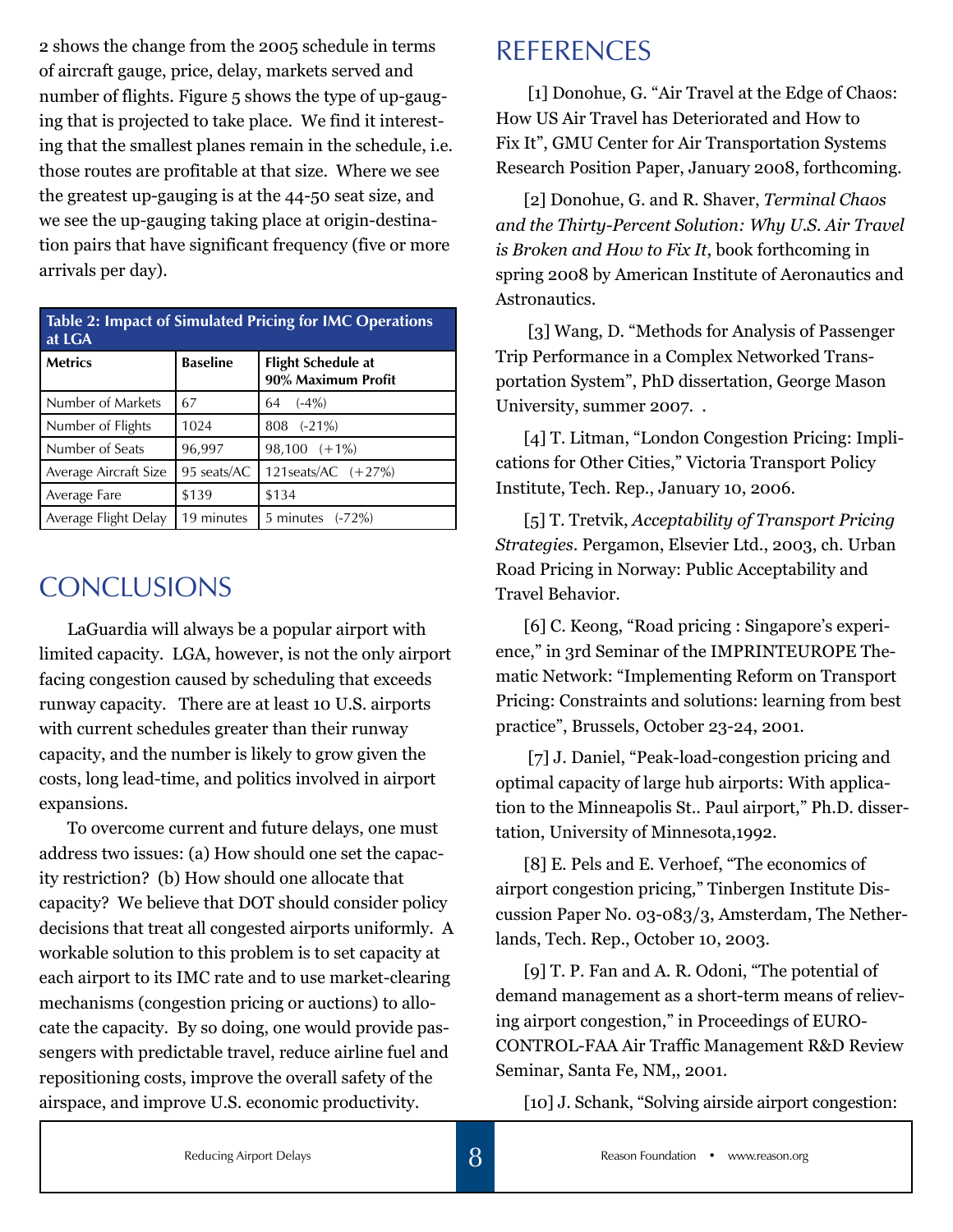2 shows the change from the 2005 schedule in terms of aircraft gauge, price, delay, markets served and number of flights. Figure 5 shows the type of up-gauging that is projected to take place. We find it interesting that the smallest planes remain in the schedule, i.e. those routes are profitable at that size. Where we see the greatest up-gauging is at the 44-50 seat size, and we see the up-gauging taking place at origin-destination pairs that have significant frequency (five or more arrivals per day).

**Table 2: Impact of Simulated Pricing for IMC Operations at LGA**

| Metrics | Baseline | Flight Schedule at 90% Maximum Profit |
|---|---|---|
| Number of Markets | 67 | 64 (-4%) |
| Number of Flights | 1024 | 808 (-21%) |
| Number of Seats | 96,997 | 98,100 (+1%) |
| Average Aircraft Size | 95 seats/AC | 121seats/AC (+27%) |
| Average Fare | $139 | $134 |
| Average Flight Delay | 19 minutes | 5 minutes (-72%) |

## CONCLUSIONS

LaGuardia will always be a popular airport with limited capacity. LGA, however, is not the only airport facing congestion caused by scheduling that exceeds runway capacity. There are at least 10 U.S. airports with current schedules greater than their runway capacity, and the number is likely to grow given the costs, long lead-time, and politics involved in airport expansions.

To overcome current and future delays, one must address two issues: (a) How should one set the capacity restriction? (b) How should one allocate that capacity? We believe that DOT should consider policy decisions that treat all congested airports uniformly. A workable solution to this problem is to set capacity at each airport to its IMC rate and to use market-clearing mechanisms (congestion pricing or auctions) to allocate the capacity. By so doing, one would provide passengers with predictable travel, reduce airline fuel and repositioning costs, improve the overall safety of the airspace, and improve U.S. economic productivity.

## REFERENCES

[1] Donohue, G. "Air Travel at the Edge of Chaos: How US Air Travel has Deteriorated and How to Fix It", GMU Center for Air Transportation Systems Research Position Paper, January 2008, forthcoming.

[2] Donohue, G. and R. Shaver, *Terminal Chaos and the Thirty-Percent Solution: Why U.S. Air Travel is Broken and How to Fix It*, book forthcoming in spring 2008 by American Institute of Aeronautics and Astronautics.

[3] Wang, D. "Methods for Analysis of Passenger Trip Performance in a Complex Networked Transportation System", PhD dissertation, George Mason University, summer 2007. .

[4] T. Litman, "London Congestion Pricing: Implications for Other Cities," Victoria Transport Policy Institute, Tech. Rep., January 10, 2006.

[5] T. Tretvik, *Acceptability of Transport Pricing Strategies*. Pergamon, Elsevier Ltd., 2003, ch. Urban Road Pricing in Norway: Public Acceptability and Travel Behavior.

[6] C. Keong, "Road pricing : Singapore's experience," in 3rd Seminar of the IMPRINTEUROPE Thematic Network: "Implementing Reform on Transport Pricing: Constraints and solutions: learning from best practice", Brussels, October 23-24, 2001.

[7] J. Daniel, "Peak-load-congestion pricing and optimal capacity of large hub airports: With application to the Minneapolis St.. Paul airport," Ph.D. dissertation, University of Minnesota,1992.

[8] E. Pels and E. Verhoef, "The economics of airport congestion pricing," Tinbergen Institute Discussion Paper No. 03-083/3, Amsterdam, The Netherlands, Tech. Rep., October 10, 2003.

[9] T. P. Fan and A. R. Odoni, "The potential of demand management as a short-term means of relieving airport congestion," in Proceedings of EUROCONTROL-FAA Air Traffic Management R&D Review Seminar, Santa Fe, NM,, 2001.

[10] J. Schank, "Solving airside airport congestion: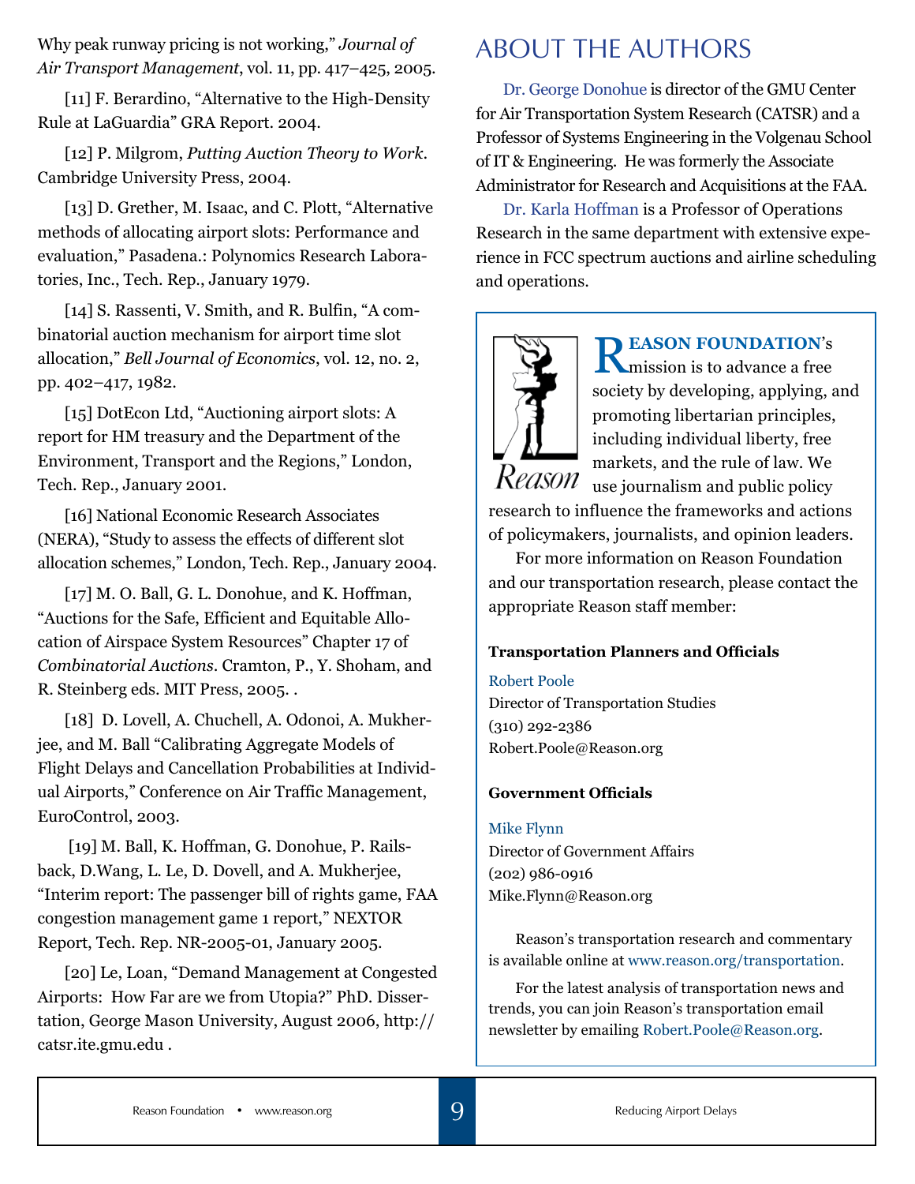Why peak runway pricing is not working," *Journal of Air Transport Management*, vol. 11, pp. 417–425, 2005.

[11] F. Berardino, "Alternative to the High-Density Rule at LaGuardia" GRA Report. 2004.

[12] P. Milgrom, *Putting Auction Theory to Work*. Cambridge University Press, 2004.

[13] D. Grether, M. Isaac, and C. Plott, "Alternative methods of allocating airport slots: Performance and evaluation," Pasadena.: Polynomics Research Laboratories, Inc., Tech. Rep., January 1979.

[14] S. Rassenti, V. Smith, and R. Bulfin, "A combinatorial auction mechanism for airport time slot allocation," *Bell Journal of Economics*, vol. 12, no. 2, pp. 402–417, 1982.

[15] DotEcon Ltd, "Auctioning airport slots: A report for HM treasury and the Department of the Environment, Transport and the Regions," London, Tech. Rep., January 2001.

[16] National Economic Research Associates (NERA), "Study to assess the effects of different slot allocation schemes," London, Tech. Rep., January 2004.

[17] M. O. Ball, G. L. Donohue, and K. Hoffman, "Auctions for the Safe, Efficient and Equitable Allocation of Airspace System Resources" Chapter 17 of *Combinatorial Auctions*. Cramton, P., Y. Shoham, and R. Steinberg eds. MIT Press, 2005. .

[18] D. Lovell, A. Chuchell, A. Odonoi, A. Mukherjee, and M. Ball "Calibrating Aggregate Models of Flight Delays and Cancellation Probabilities at Individual Airports," Conference on Air Traffic Management, EuroControl, 2003.

[19] M. Ball, K. Hoffman, G. Donohue, P. Railsback, D.Wang, L. Le, D. Dovell, and A. Mukherjee, "Interim report: The passenger bill of rights game, FAA congestion management game 1 report," NEXTOR Report, Tech. Rep. NR-2005-01, January 2005.

[20] Le, Loan, "Demand Management at Congested Airports: How Far are we from Utopia?" PhD. Dissertation, George Mason University, August 2006, http://catsr.ite.gmu.edu .

## ABOUT THE AUTHORS

Dr. George Donohue is director of the GMU Center for Air Transportation System Research (CATSR) and a Professor of Systems Engineering in the Volgenau School of IT & Engineering. He was formerly the Associate Administrator for Research and Acquisitions at the FAA.

Dr. Karla Hoffman is a Professor of Operations Research in the same department with extensive experience in FCC spectrum auctions and airline scheduling and operations.

**REASON FOUNDATION**'s mission is to advance a free society by developing, applying, and promoting libertarian principles, including individual liberty, free markets, and the rule of law. We use journalism and public policy research to influence the frameworks and actions of policymakers, journalists, and opinion leaders.

For more information on Reason Foundation and our transportation research, please contact the appropriate Reason staff member:

**Transportation Planners and Officials**

Robert Poole
Director of Transportation Studies
(310) 292-2386
Robert.Poole@Reason.org

**Government Officials**

Mike Flynn
Director of Government Affairs
(202) 986-0916
Mike.Flynn@Reason.org

Reason's transportation research and commentary is available online at www.reason.org/transportation.

For the latest analysis of transportation news and trends, you can join Reason's transportation email newsletter by emailing Robert.Poole@Reason.org.